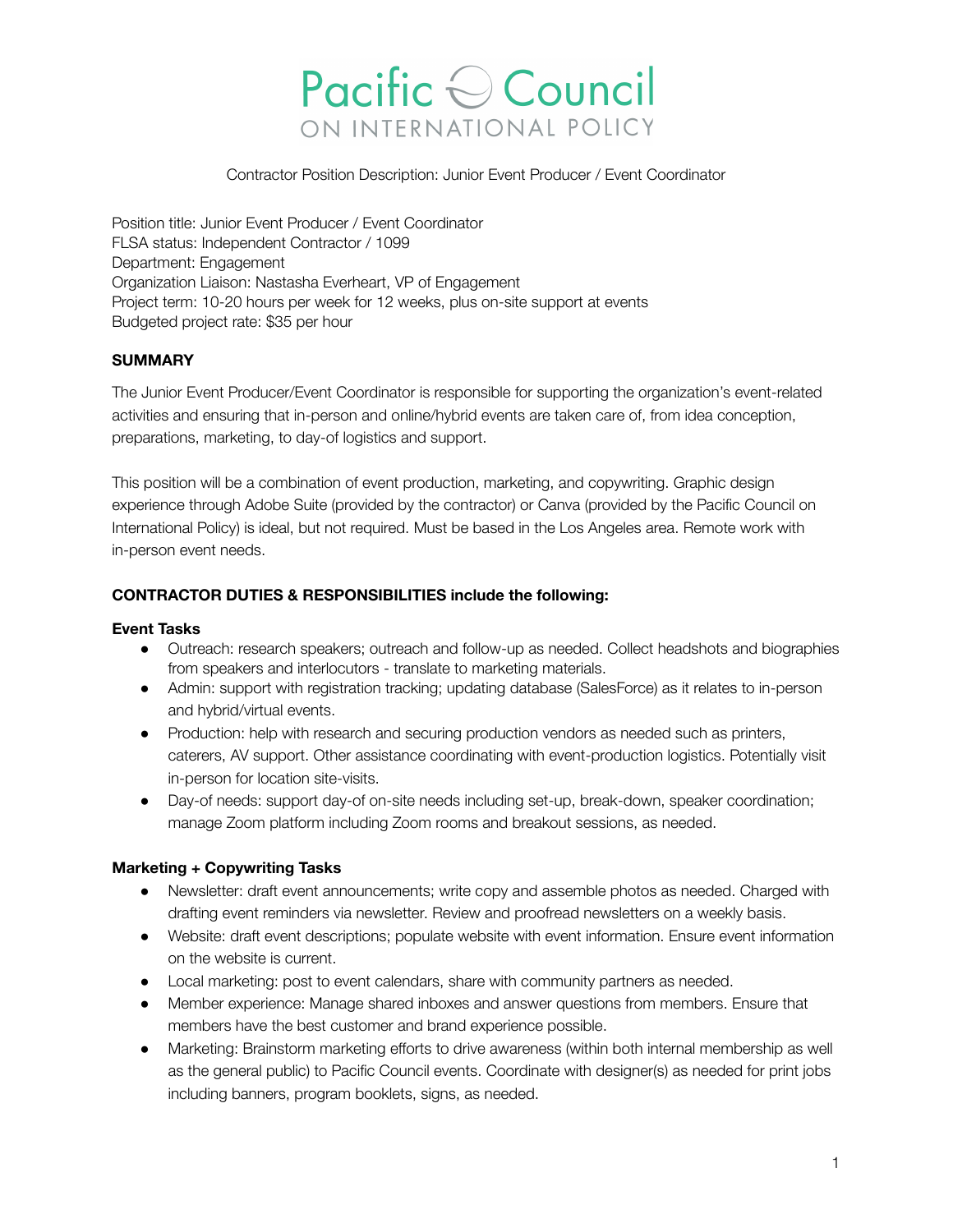# Pacific Council ON INTERNATIONAL POLICY

Contractor Position Description: Junior Event Producer / Event Coordinator

Position title: Junior Event Producer / Event Coordinator
FLSA status: Independent Contractor / 1099
Department: Engagement
Organization Liaison: Nastasha Everheart, VP of Engagement
Project term: 10-20 hours per week for 12 weeks, plus on-site support at events
Budgeted project rate: $35 per hour

**SUMMARY**

The Junior Event Producer/Event Coordinator is responsible for supporting the organization's event-related activities and ensuring that in-person and online/hybrid events are taken care of, from idea conception, preparations, marketing, to day-of logistics and support.

This position will be a combination of event production, marketing, and copywriting. Graphic design experience through Adobe Suite (provided by the contractor) or Canva (provided by the Pacific Council on International Policy) is ideal, but not required. Must be based in the Los Angeles area. Remote work with in-person event needs.

**CONTRACTOR DUTIES & RESPONSIBILITIES include the following:**

**Event Tasks**

- Outreach: research speakers; outreach and follow-up as needed. Collect headshots and biographies from speakers and interlocutors - translate to marketing materials.
- Admin: support with registration tracking; updating database (SalesForce) as it relates to in-person and hybrid/virtual events.
- Production: help with research and securing production vendors as needed such as printers, caterers, AV support. Other assistance coordinating with event-production logistics. Potentially visit in-person for location site-visits.
- Day-of needs: support day-of on-site needs including set-up, break-down, speaker coordination; manage Zoom platform including Zoom rooms and breakout sessions, as needed.

**Marketing + Copywriting Tasks**

- Newsletter: draft event announcements; write copy and assemble photos as needed. Charged with drafting event reminders via newsletter. Review and proofread newsletters on a weekly basis.
- Website: draft event descriptions; populate website with event information. Ensure event information on the website is current.
- Local marketing: post to event calendars, share with community partners as needed.
- Member experience: Manage shared inboxes and answer questions from members. Ensure that members have the best customer and brand experience possible.
- Marketing: Brainstorm marketing efforts to drive awareness (within both internal membership as well as the general public) to Pacific Council events. Coordinate with designer(s) as needed for print jobs including banners, program booklets, signs, as needed.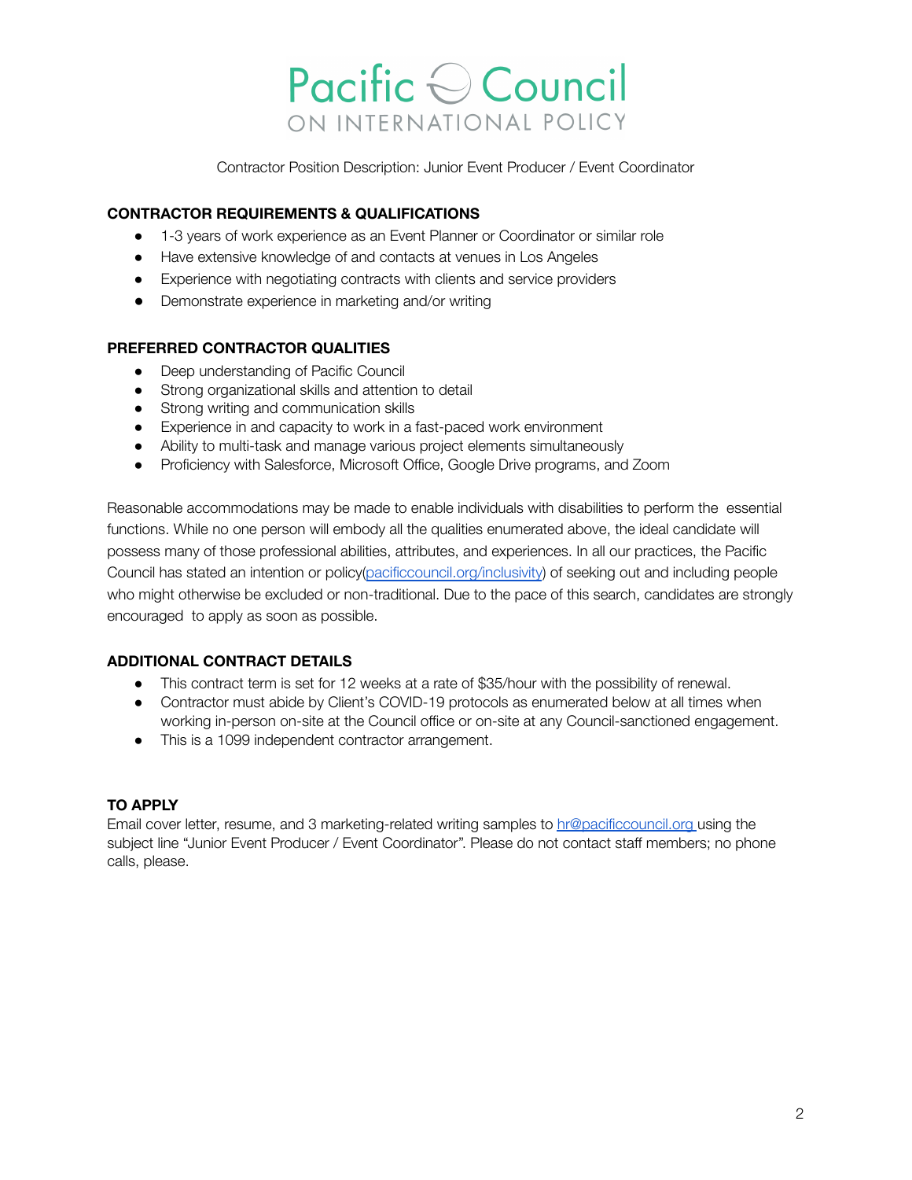# Pacific Council ON INTERNATIONAL POLICY

Contractor Position Description: Junior Event Producer / Event Coordinator

**CONTRACTOR REQUIREMENTS & QUALIFICATIONS**

- 1-3 years of work experience as an Event Planner or Coordinator or similar role
- Have extensive knowledge of and contacts at venues in Los Angeles
- Experience with negotiating contracts with clients and service providers
- Demonstrate experience in marketing and/or writing

**PREFERRED CONTRACTOR QUALITIES**

- Deep understanding of Pacific Council
- Strong organizational skills and attention to detail
- Strong writing and communication skills
- Experience in and capacity to work in a fast-paced work environment
- Ability to multi-task and manage various project elements simultaneously
- Proficiency with Salesforce, Microsoft Office, Google Drive programs, and Zoom

Reasonable accommodations may be made to enable individuals with disabilities to perform the essential functions. While no one person will embody all the qualities enumerated above, the ideal candidate will possess many of those professional abilities, attributes, and experiences. In all our practices, the Pacific Council has stated an intention or policy([pacificcouncil.org/inclusivity](pacificcouncil.org/inclusivity)) of seeking out and including people who might otherwise be excluded or non-traditional. Due to the pace of this search, candidates are strongly encouraged to apply as soon as possible.

**ADDITIONAL CONTRACT DETAILS**

- This contract term is set for 12 weeks at a rate of $35/hour with the possibility of renewal.
- Contractor must abide by Client's COVID-19 protocols as enumerated below at all times when working in-person on-site at the Council office or on-site at any Council-sanctioned engagement.
- This is a 1099 independent contractor arrangement.

**TO APPLY**

Email cover letter, resume, and 3 marketing-related writing samples to [hr@pacificcouncil.org](mailto:hr@pacificcouncil.org) using the subject line "Junior Event Producer / Event Coordinator". Please do not contact staff members; no phone calls, please.